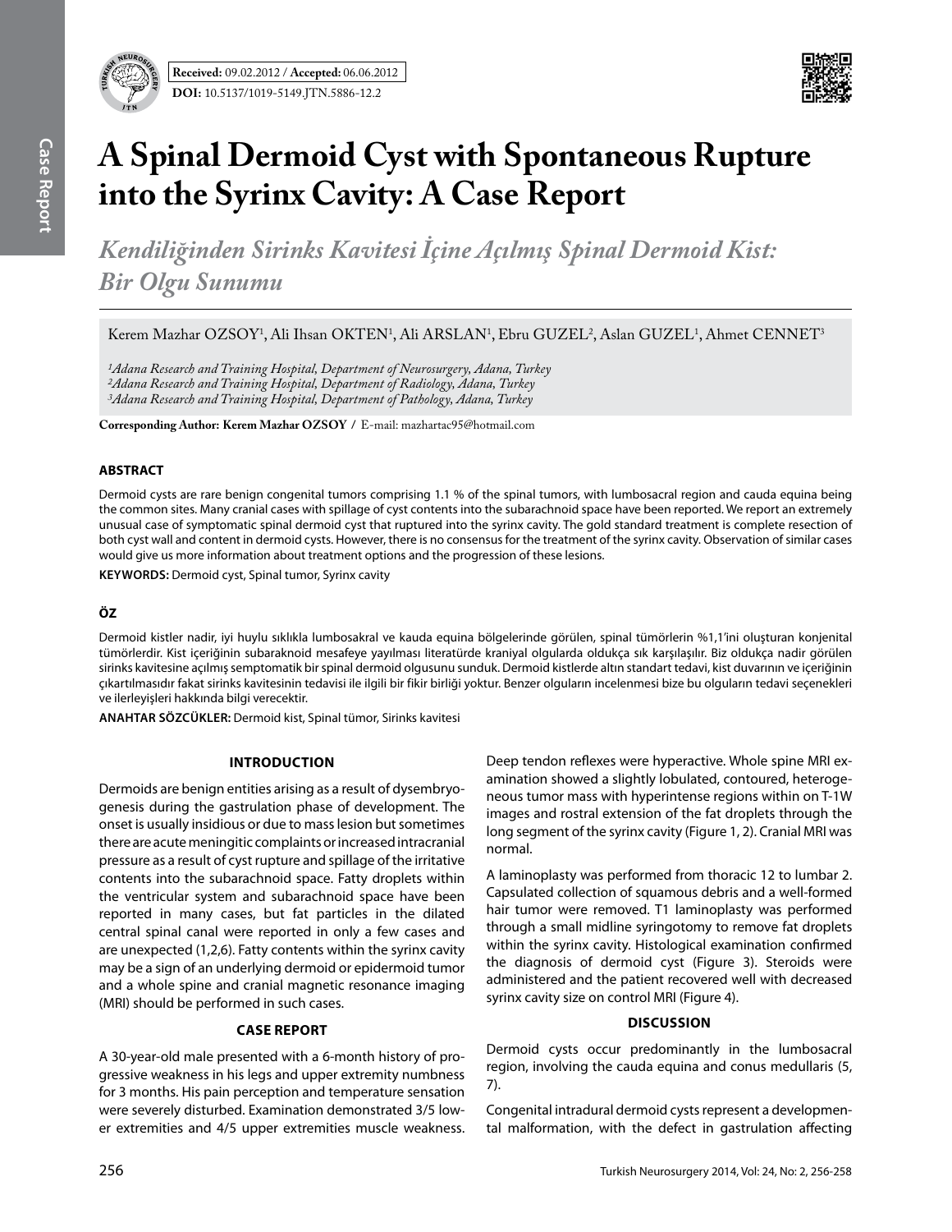**Received:** 09.02.2012 / **Accepted:** 06.06.2012

**DOI:** 10.5137/1019-5149.JTN.5886-12.2

# A Spinal Dermoid Cyst with Spontaneous Rupture into the Syrinx Cavity: A Case Report

## *Kendiliğinden Sirinks Kavitesi İçine Açılmış Spinal Dermoid Kist: Bir Olgu Sunumu*

Kerem Mazhar OZSOY[1], Ali Ihsan OKTEN[1], Ali ARSLAN[1], Ebru GUZEL[2], Aslan GUZEL[1], Ahmet CENNET[3]

*[1]Adana Research and Training Hospital, Department of Neurosurgery, Adana, Turkey*
*[2]Adana Research and Training Hospital, Department of Radiology, Adana, Turkey*
*[3]Adana Research and Training Hospital, Department of Pathology, Adana, Turkey*

**Corresponding Author: Kerem Mazhar OZSOY /** E-mail: mazhartac95@hotmail.com

### ABSTRACT

Dermoid cysts are rare benign congenital tumors comprising 1.1 % of the spinal tumors, with lumbosacral region and cauda equina being the common sites. Many cranial cases with spillage of cyst contents into the subarachnoid space have been reported. We report an extremely unusual case of symptomatic spinal dermoid cyst that ruptured into the syrinx cavity. The gold standard treatment is complete resection of both cyst wall and content in dermoid cysts. However, there is no consensus for the treatment of the syrinx cavity. Observation of similar cases would give us more information about treatment options and the progression of these lesions.

**KEYWORDS:** Dermoid cyst, Spinal tumor, Syrinx cavity

### ÖZ

Dermoid kistler nadir, iyi huylu sıklıkla lumbosakral ve kauda equina bölgelerinde görülen, spinal tümörlerin %1,1'ini oluşturan konjenital tümörlerdir. Kist içeriğinin subaraknoid mesafeye yayılması literatürde kraniyal olgularda oldukça sık karşılaşılır. Biz oldukça nadir görülen sirinks kavitesine açılmış semptomatik bir spinal dermoid olgusunu sunduk. Dermoid kistlerde altın standart tedavi, kist duvarının ve içeriğinin çıkartılmasıdır fakat sirinks kavitesinin tedavisi ile ilgili bir fikir birliği yoktur. Benzer olguların incelenmesi bize bu olguların tedavi seçenekleri ve ilerleyişleri hakkında bilgi verecektir.

**ANAHTAR SÖZCÜKLER:** Dermoid kist, Spinal tümör, Sirinks kavitesi

### INTRODUCTION

Dermoids are benign entities arising as a result of dysembryogenesis during the gastrulation phase of development. The onset is usually insidious or due to mass lesion but sometimes there are acute meningitic complaints or increased intracranial pressure as a result of cyst rupture and spillage of the irritative contents into the subarachnoid space. Fatty droplets within the ventricular system and subarachnoid space have been reported in many cases, but fat particles in the dilated central spinal canal were reported in only a few cases and are unexpected (1,2,6). Fatty contents within the syrinx cavity may be a sign of an underlying dermoid or epidermoid tumor and a whole spine and cranial magnetic resonance imaging (MRI) should be performed in such cases.

### CASE REPORT

A 30-year-old male presented with a 6-month history of progressive weakness in his legs and upper extremity numbness for 3 months. His pain perception and temperature sensation were severely disturbed. Examination demonstrated 3/5 lower extremities and 4/5 upper extremities muscle weakness. Deep tendon reflexes were hyperactive. Whole spine MRI examination showed a slightly lobulated, contoured, heterogeneous tumor mass with hyperintense regions within on T-1W images and rostral extension of the fat droplets through the long segment of the syrinx cavity (Figure 1, 2). Cranial MRI was normal.

A laminoplasty was performed from thoracic 12 to lumbar 2. Capsulated collection of squamous debris and a well-formed hair tumor were removed. T1 laminoplasty was performed through a small midline syringotomy to remove fat droplets within the syrinx cavity. Histological examination confirmed the diagnosis of dermoid cyst (Figure 3). Steroids were administered and the patient recovered well with decreased syrinx cavity size on control MRI (Figure 4).

### DISCUSSION

Dermoid cysts occur predominantly in the lumbosacral region, involving the cauda equina and conus medullaris (5, 7).

Congenital intradural dermoid cysts represent a developmental malformation, with the defect in gastrulation affecting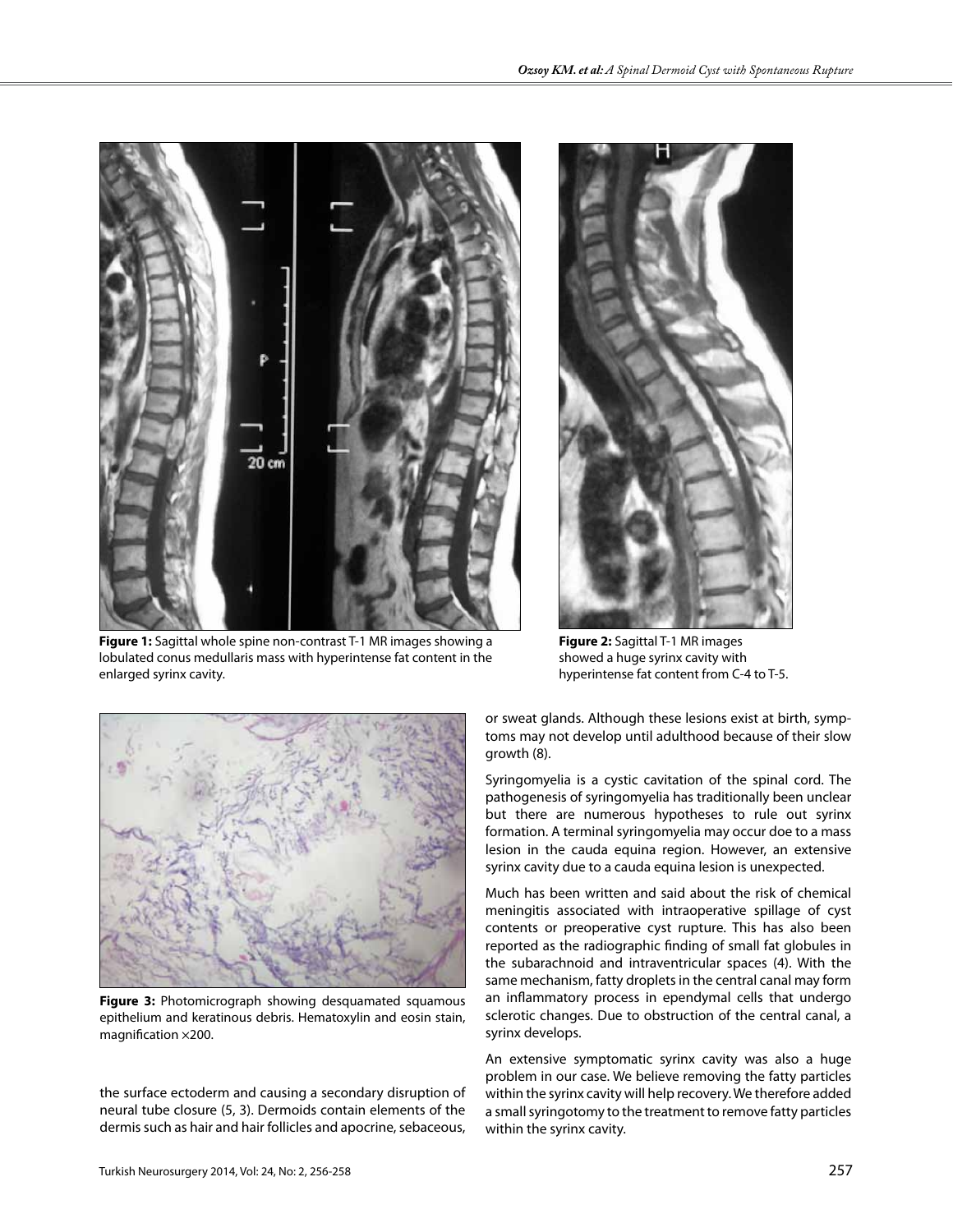Figure 1: Sagittal whole spine non-contrast T-1 MR images showing a lobulated conus medullaris mass with hyperintense fat content in the enlarged syrinx cavity.

Figure 2: Sagittal T-1 MR images showed a huge syrinx cavity with hyperintense fat content from C-4 to T-5.

Figure 3: Photomicrograph showing desquamated squamous epithelium and keratinous debris. Hematoxylin and eosin stain, magnification ×200.

the surface ectoderm and causing a secondary disruption of neural tube closure (5, 3). Dermoids contain elements of the dermis such as hair and hair follicles and apocrine, sebaceous, or sweat glands. Although these lesions exist at birth, symptoms may not develop until adulthood because of their slow growth (8).

Syringomyelia is a cystic cavitation of the spinal cord. The pathogenesis of syringomyelia has traditionally been unclear but there are numerous hypotheses to rule out syrinx formation. A terminal syringomyelia may occur doe to a mass lesion in the cauda equina region. However, an extensive syrinx cavity due to a cauda equina lesion is unexpected.

Much has been written and said about the risk of chemical meningitis associated with intraoperative spillage of cyst contents or preoperative cyst rupture. This has also been reported as the radiographic finding of small fat globules in the subarachnoid and intraventricular spaces (4). With the same mechanism, fatty droplets in the central canal may form an inflammatory process in ependymal cells that undergo sclerotic changes. Due to obstruction of the central canal, a syrinx develops.

An extensive symptomatic syrinx cavity was also a huge problem in our case. We believe removing the fatty particles within the syrinx cavity will help recovery. We therefore added a small syringotomy to the treatment to remove fatty particles within the syrinx cavity.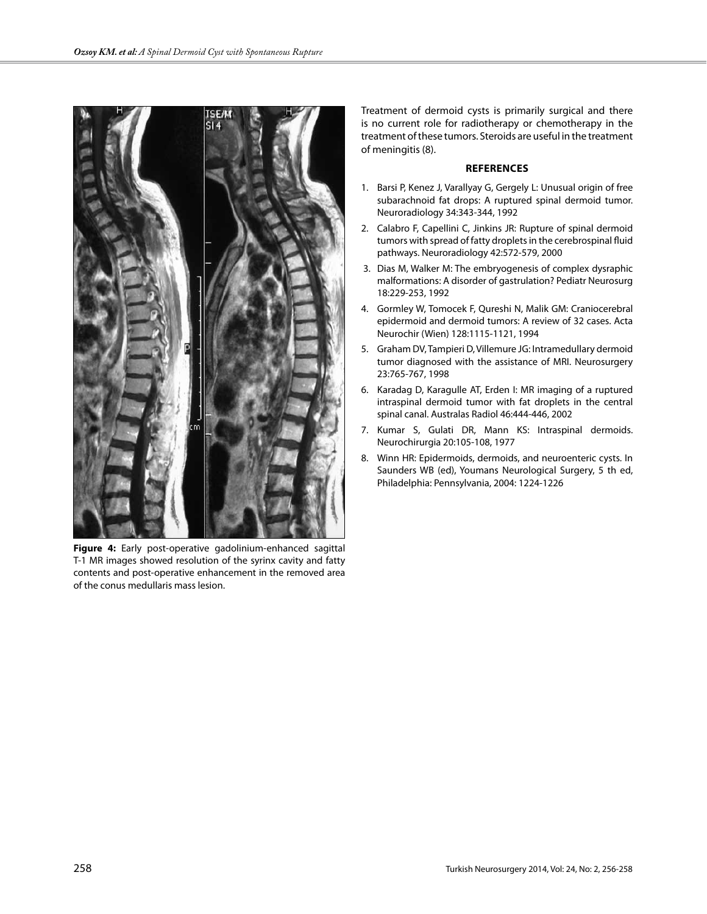**Figure 4:** Early post-operative gadolinium-enhanced sagittal T-1 MR images showed resolution of the syrinx cavity and fatty contents and post-operative enhancement in the removed area of the conus medullaris mass lesion.

Treatment of dermoid cysts is primarily surgical and there is no current role for radiotherapy or chemotherapy in the treatment of these tumors. Steroids are useful in the treatment of meningitis (8).

## REFERENCES

1. Barsi P, Kenez J, Varallyay G, Gergely L: Unusual origin of free subarachnoid fat drops: A ruptured spinal dermoid tumor. Neuroradiology 34:343-344, 1992
2. Calabro F, Capellini C, Jinkins JR: Rupture of spinal dermoid tumors with spread of fatty droplets in the cerebrospinal fluid pathways. Neuroradiology 42:572-579, 2000
3. Dias M, Walker M: The embryogenesis of complex dysraphic malformations: A disorder of gastrulation? Pediatr Neurosurg 18:229-253, 1992
4. Gormley W, Tomocek F, Qureshi N, Malik GM: Craniocerebral epidermoid and dermoid tumors: A review of 32 cases. Acta Neurochir (Wien) 128:1115-1121, 1994
5. Graham DV, Tampieri D, Villemure JG: Intramedullary dermoid tumor diagnosed with the assistance of MRI. Neurosurgery 23:765-767, 1998
6. Karadag D, Karagulle AT, Erden I: MR imaging of a ruptured intraspinal dermoid tumor with fat droplets in the central spinal canal. Australas Radiol 46:444-446, 2002
7. Kumar S, Gulati DR, Mann KS: Intraspinal dermoids. Neurochirurgia 20:105-108, 1977
8. Winn HR: Epidermoids, dermoids, and neuroenteric cysts. In Saunders WB (ed), Youmans Neurological Surgery, 5 th ed, Philadelphia: Pennsylvania, 2004: 1224-1226